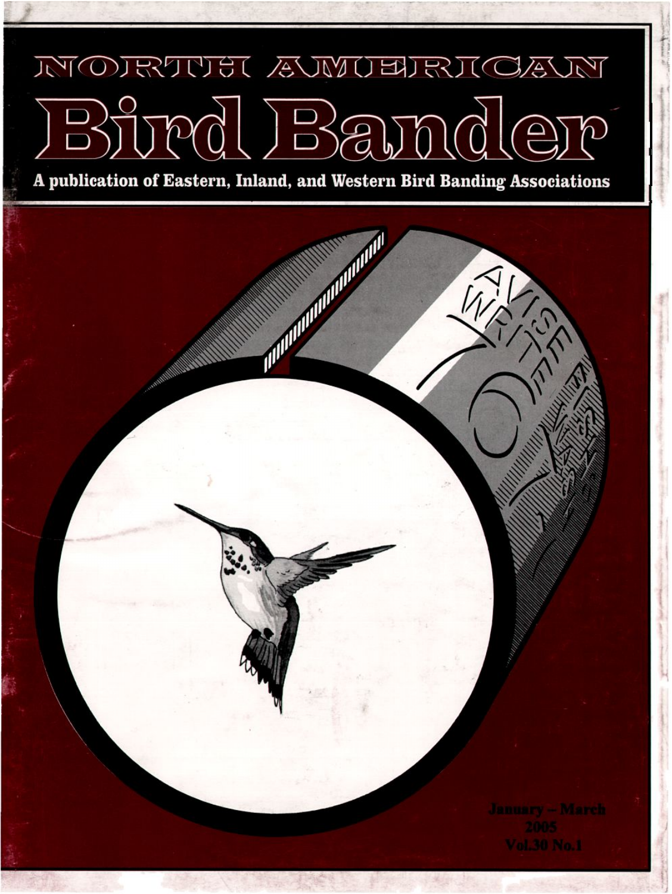# NORTH AMERICAN

# Bird Bander

A publication of Eastern, Inland, and Western Bird Banding Associations

January – March
2005
Vol.30 No.1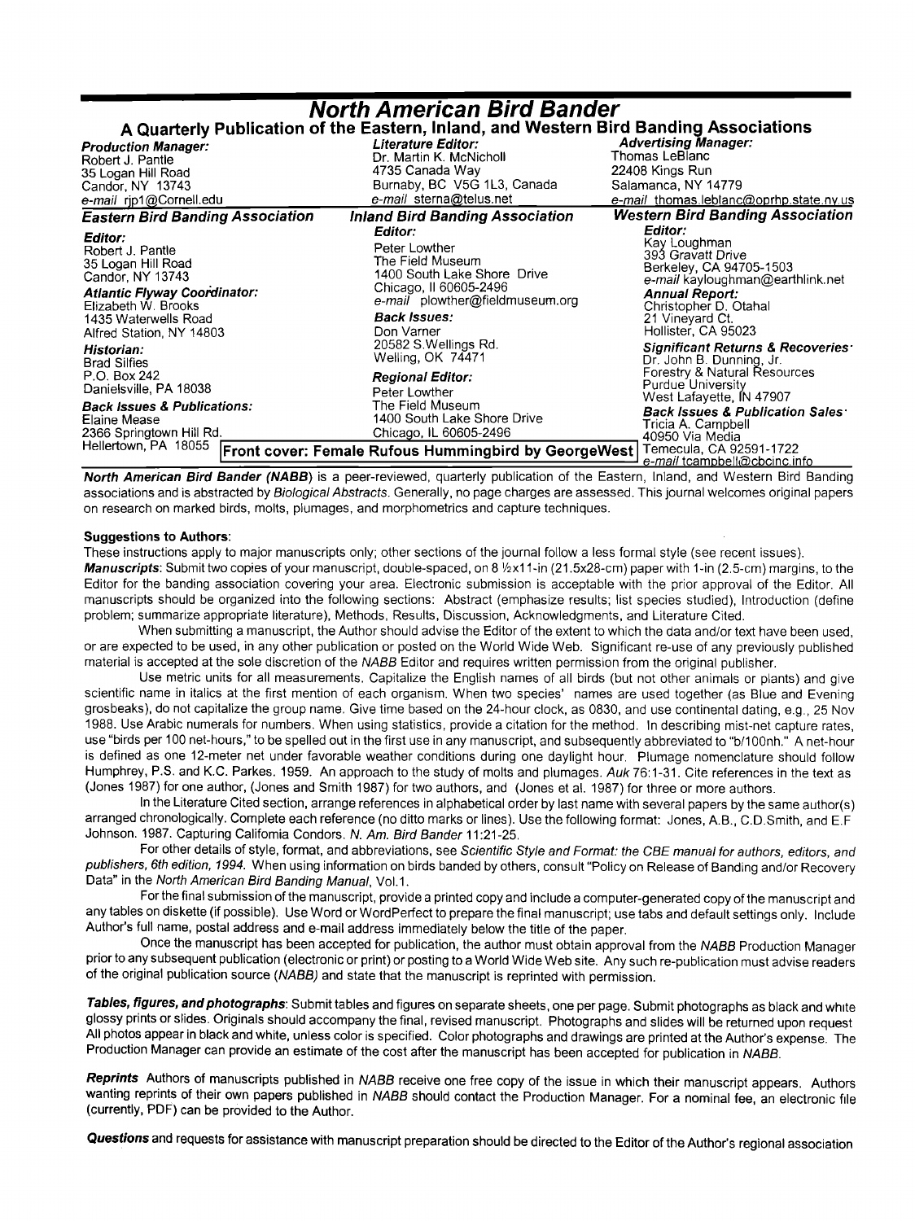# North American Bird Bander

## A Quarterly Publication of the Eastern, Inland, and Western Bird Banding Associations

**Production Manager:**
Robert J. Pantle
35 Logan Hill Road
Candor, NY 13743
e-mail rjp1@Cornell.edu

**Literature Editor:**
Dr. Martin K. McNicholl
4735 Canada Way
Burnaby, BC V5G 1L3, Canada
e-mail sterna@telus.net

**Advertising Manager:**
Thomas LeBlanc
22408 Kings Run
Salamanca, NY 14779
e-mail thomas.leblanc@oprhp.state.ny.us

### Eastern Bird Banding Association

**Editor:**
Robert J. Pantle
35 Logan Hill Road
Candor, NY 13743

**Atlantic Flyway Coordinator:**
Elizabeth W. Brooks
1435 Waterwells Road
Alfred Station, NY 14803

**Historian:**
Brad Silfies
P.O. Box 242
Danielsville, PA 18038

**Back Issues & Publications:**
Elaine Mease
2366 Springtown Hill Rd.
Hellertown, PA 18055

### Inland Bird Banding Association

**Editor:**
Peter Lowther
The Field Museum
1400 South Lake Shore Drive
Chicago, Il 60605-2496
e-mail plowther@fieldmuseum.org

**Back Issues:**
Don Varner
20582 S.Wellings Rd.
Welling, OK 74471

**Regional Editor:**
Peter Lowther
The Field Museum
1400 South Lake Shore Drive
Chicago, IL 60605-2496

### Western Bird Banding Association

**Editor:**
Kay Loughman
393 Gravatt Drive
Berkeley, CA 94705-1503
e-mail kayloughman@earthlink.net

**Annual Report:**
Christopher D. Otahal
21 Vineyard Ct.
Hollister, CA 95023

**Significant Returns & Recoveries:**
Dr. John B. Dunning, Jr.
Forestry & Natural Resources
Purdue University
West Lafayette, IN 47907

**Back Issues & Publication Sales:**
Tricia A. Campbell
40950 Via Media
Temecula, CA 92591-1722
e-mail tcampbell@cbcinc.info

**Front cover: Female Rufous Hummingbird by GeorgeWest**

***North American Bird Bander (NABB)*** is a peer-reviewed, quarterly publication of the Eastern, Inland, and Western Bird Banding associations and is abstracted by *Biological Abstracts*. Generally, no page charges are assessed. This journal welcomes original papers on research on marked birds, molts, plumages, and morphometrics and capture techniques.

**Suggestions to Authors:**

These instructions apply to major manuscripts only; other sections of the journal follow a less formal style (see recent issues).

***Manuscripts***: Submit two copies of your manuscript, double-spaced, on 8 ½x11-in (21.5x28-cm) paper with 1-in (2.5-cm) margins, to the Editor for the banding association covering your area. Electronic submission is acceptable with the prior approval of the Editor. All manuscripts should be organized into the following sections: Abstract (emphasize results; list species studied), Introduction (define problem; summarize appropriate literature), Methods, Results, Discussion, Acknowledgments, and Literature Cited.

When submitting a manuscript, the Author should advise the Editor of the extent to which the data and/or text have been used, or are expected to be used, in any other publication or posted on the World Wide Web. Significant re-use of any previously published material is accepted at the sole discretion of the *NABB* Editor and requires written permission from the original publisher.

Use metric units for all measurements. Capitalize the English names of all birds (but not other animals or plants) and give scientific name in italics at the first mention of each organism. When two species' names are used together (as Blue and Evening grosbeaks), do not capitalize the group name. Give time based on the 24-hour clock, as 0830, and use continental dating, e.g., 25 Nov 1988. Use Arabic numerals for numbers. When using statistics, provide a citation for the method. In describing mist-net capture rates, use "birds per 100 net-hours," to be spelled out in the first use in any manuscript, and subsequently abbreviated to "b/100nh." A net-hour is defined as one 12-meter net under favorable weather conditions during one daylight hour. Plumage nomenclature should follow Humphrey, P.S. and K.C. Parkes. 1959. An approach to the study of molts and plumages. *Auk* 76:1-31. Cite references in the text as (Jones 1987) for one author, (Jones and Smith 1987) for two authors, and (Jones et al. 1987) for three or more authors.

In the Literature Cited section, arrange references in alphabetical order by last name with several papers by the same author(s) arranged chronologically. Complete each reference (no ditto marks or lines). Use the following format: Jones, A.B., C.D.Smith, and E.F Johnson. 1987. Capturing California Condors. *N. Am. Bird Bander* 11:21-25.

For other details of style, format, and abbreviations, see *Scientific Style and Format: the CBE manual for authors, editors, and publishers, 6th edition, 1994.* When using information on birds banded by others, consult "Policy on Release of Banding and/or Recovery Data" in the *North American Bird Banding Manual*, Vol.1.

For the final submission of the manuscript, provide a printed copy and include a computer-generated copy of the manuscript and any tables on diskette (if possible). Use Word or WordPerfect to prepare the final manuscript; use tabs and default settings only. Include Author's full name, postal address and e-mail address immediately below the title of the paper.

Once the manuscript has been accepted for publication, the author must obtain approval from the *NABB* Production Manager prior to any subsequent publication (electronic or print) or posting to a World Wide Web site. Any such re-publication must advise readers of the original publication source (*NABB*) and state that the manuscript is reprinted with permission.

***Tables, figures, and photographs***: Submit tables and figures on separate sheets, one per page. Submit photographs as black and white glossy prints or slides. Originals should accompany the final, revised manuscript. Photographs and slides will be returned upon request All photos appear in black and white, unless color is specified. Color photographs and drawings are printed at the Author's expense. The Production Manager can provide an estimate of the cost after the manuscript has been accepted for publication in *NABB*.

***Reprints*** Authors of manuscripts published in *NABB* receive one free copy of the issue in which their manuscript appears. Authors wanting reprints of their own papers published in *NABB* should contact the Production Manager. For a nominal fee, an electronic file (currently, PDF) can be provided to the Author.

***Questions*** and requests for assistance with manuscript preparation should be directed to the Editor of the Author's regional association